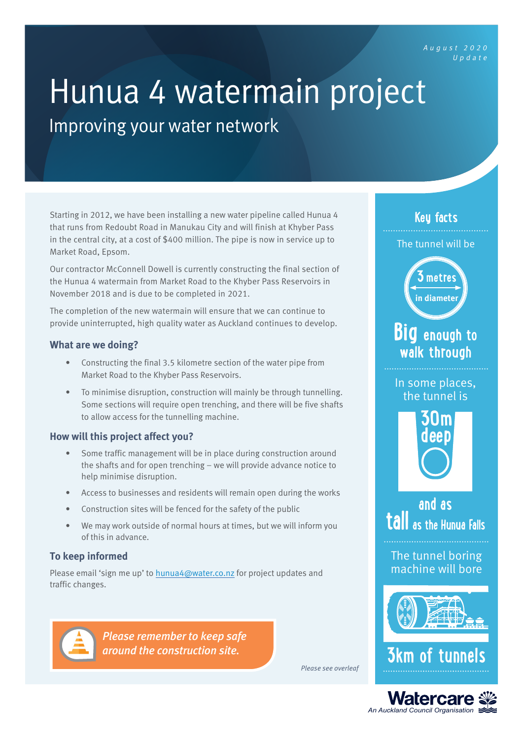August 2020
Update

# Hunua 4 watermain project

## Improving your water network

Starting in 2012, we have been installing a new water pipeline called Hunua 4 that runs from Redoubt Road in Manukau City and will finish at Khyber Pass in the central city, at a cost of $400 million. The pipe is now in service up to Market Road, Epsom.

Our contractor McConnell Dowell is currently constructing the final section of the Hunua 4 watermain from Market Road to the Khyber Pass Reservoirs in November 2018 and is due to be completed in 2021.

The completion of the new watermain will ensure that we can continue to provide uninterrupted, high quality water as Auckland continues to develop.

### What are we doing?

- Constructing the final 3.5 kilometre section of the water pipe from Market Road to the Khyber Pass Reservoirs.
- To minimise disruption, construction will mainly be through tunnelling. Some sections will require open trenching, and there will be five shafts to allow access for the tunnelling machine.

### How will this project affect you?

- Some traffic management will be in place during construction around the shafts and for open trenching – we will provide advance notice to help minimise disruption.
- Access to businesses and residents will remain open during the works
- Construction sites will be fenced for the safety of the public
- We may work outside of normal hours at times, but we will inform you of this in advance.

### To keep informed

Please email 'sign me up' to hunua4@water.co.nz for project updates and traffic changes.

*Please remember to keep safe around the construction site.*

*Please see overleaf*

### Key facts

The tunnel will be **3 metres in diameter**

**Big enough to walk through**

In some places, the tunnel is **30m deep** and as **tall** as the Hunua Falls

The tunnel boring machine will bore **3km of tunnels**

Watercare
An Auckland Council Organisation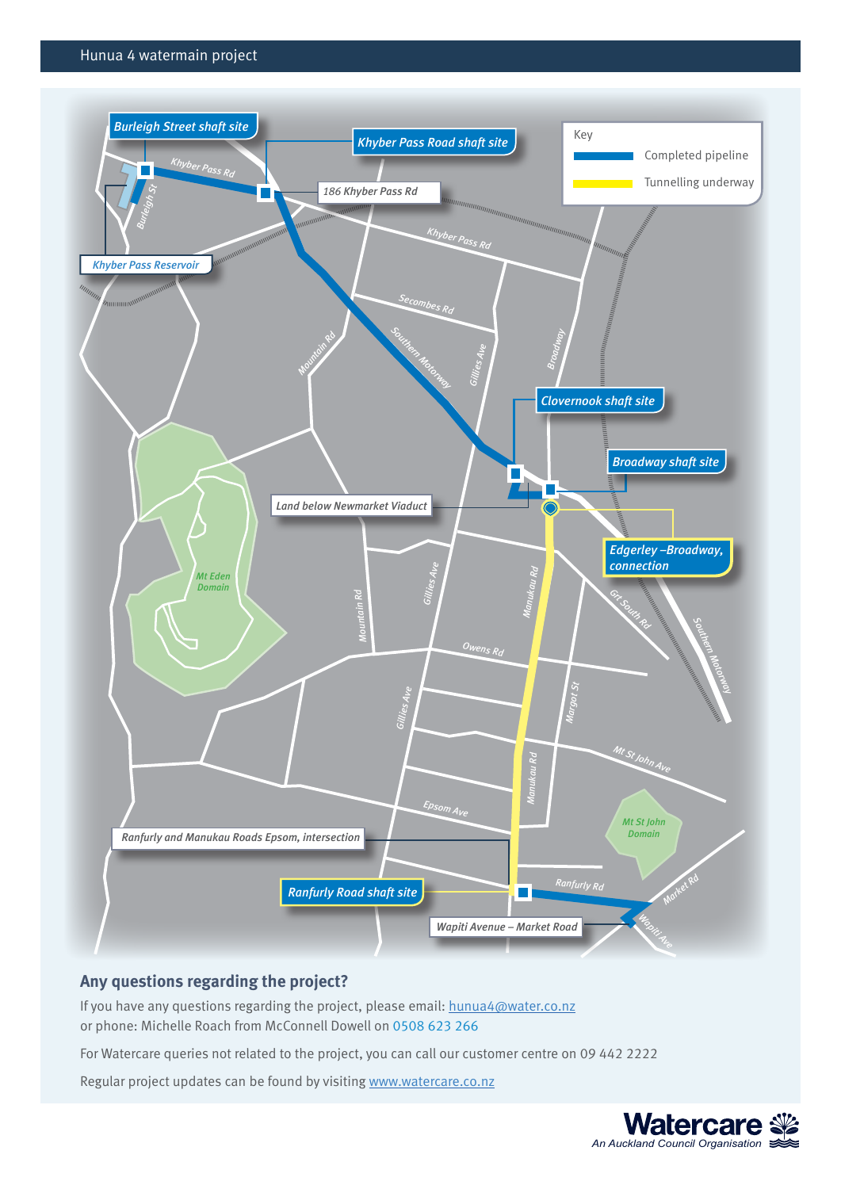Burleigh Street shaft site

Khyber Pass Road shaft site

186 Khyber Pass Rd

Khyber Pass Reservoir

Clovernook shaft site

Broadway shaft site

Land below Newmarket Viaduct

Edgerley –Broadway, connection

Ranfurly and Manukau Roads Epsom, intersection

Ranfurly Road shaft site

Wapiti Avenue – Market Road

Key

Completed pipeline

Tunnelling underway

Khyber Pass Rd

Burleigh St

Secombes Rd

Mountain Rd

Southern Motorway

Gillies Ave

Broadway

Mt Eden Domain

Manukau Rd

Grt South Rd

Owens Rd

Margot St

Mt St John Ave

Epsom Ave

Mt St John Domain

Ranfurly Rd

Market Rd

Wapiti Ave

## Any questions regarding the project?

If you have any questions regarding the project, please email: hunua4@water.co.nz
or phone: Michelle Roach from McConnell Dowell on 0508 623 266

For Watercare queries not related to the project, you can call our customer centre on 09 442 2222

Regular project updates can be found by visiting www.watercare.co.nz